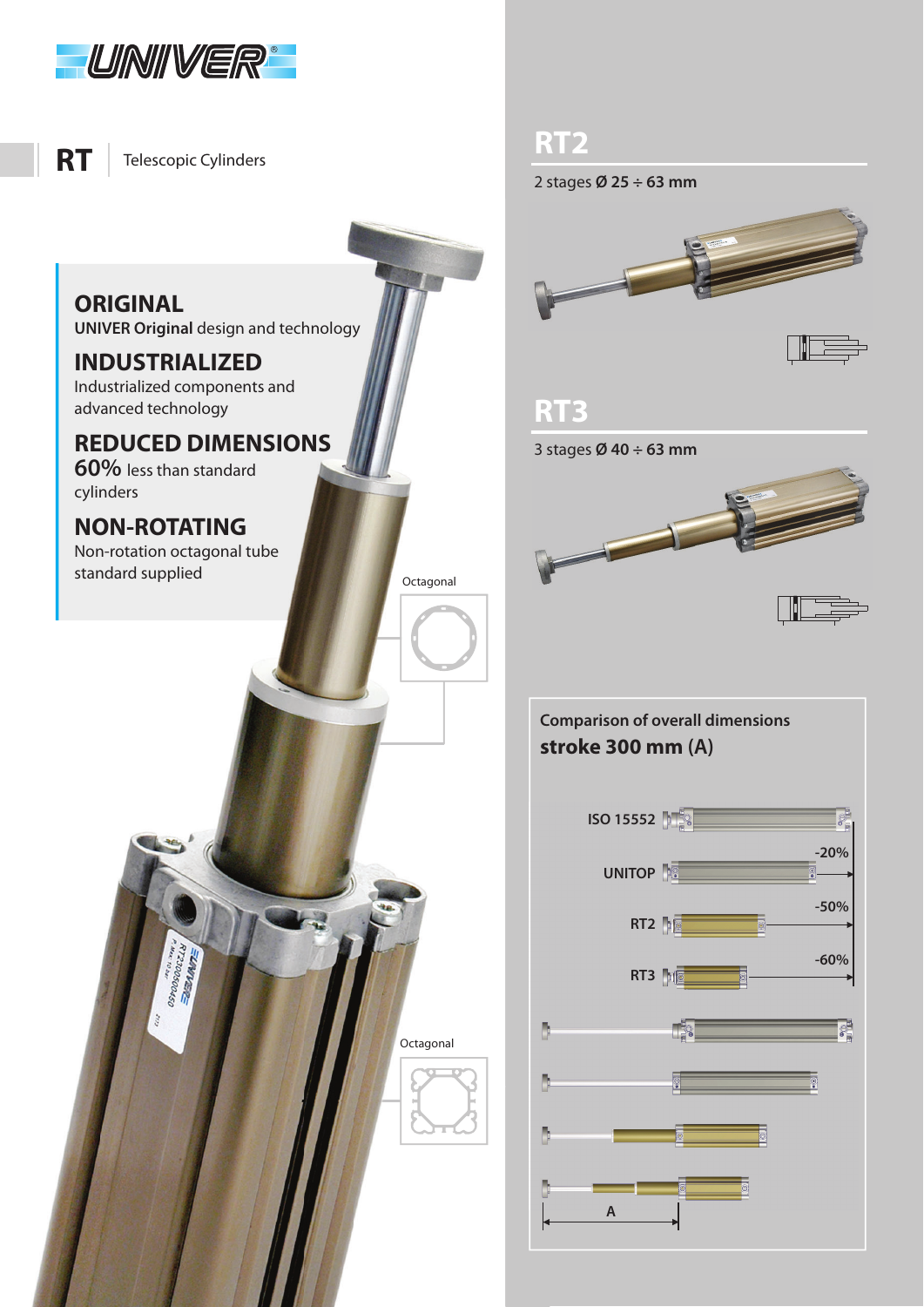UNIVER

# RT | Telescopic Cylinders

## ORIGINAL
**UNIVER Original** design and technology

## INDUSTRIALIZED
Industrialized components and advanced technology

## REDUCED DIMENSIONS
**60%** less than standard cylinders

## NON-ROTATING
Non-rotation octagonal tube standard supplied

Octagonal

Octagonal

## RT2
2 stages **Ø 25 ÷ 63 mm**

## RT3
3 stages **Ø 40 ÷ 63 mm**

**Comparison of overall dimensions**
**stroke 300 mm** (A)

ISO 15552

UNITOP -20%

RT2 -50%

RT3 -60%

A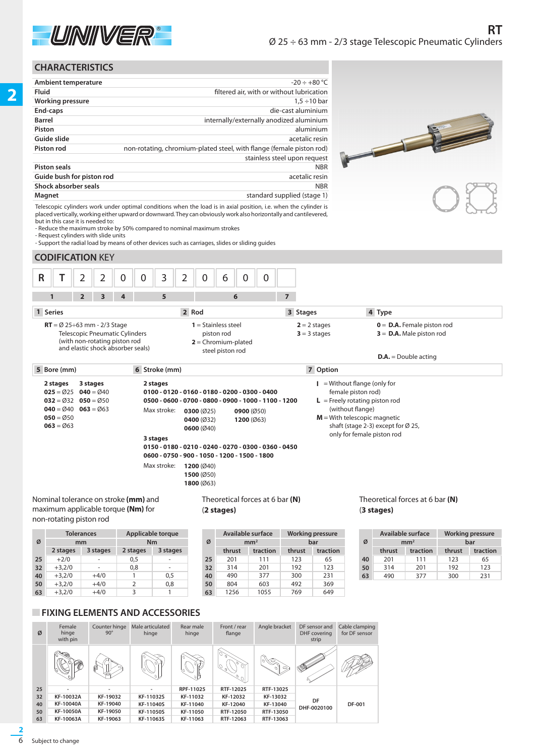# RT

Ø 25 ÷ 63 mm - 2/3 stage Telescopic Pneumatic Cylinders

## CHARACTERISTICS

| | |
|---|---|
| Ambient temperature | -20 ÷ +80 °C |
| Fluid | filtered air, with or without lubrication |
| Working pressure | 1,5 ÷10 bar |
| End-caps | die-cast aluminium |
| Barrel | internally/externally anodized aluminium |
| Piston | aluminium |
| Guide slide | acetalic resin |
| Piston rod | non-rotating, chromium-plated steel, with flange (female piston rod) stainless steel upon request |
| Piston seals | NBR |
| Guide bush for piston rod | acetalic resin |
| Shock absorber seals | NBR |
| Magnet | standard supplied (stage 1) |

Telescopic cylinders work under optimal conditions when the load is in axial position, i.e. when the cylinder is placed vertically, working either upward or downward. They can obviously work also horizontally and cantilevered, but in this case it is needed to:
- Reduce the maximum stroke by 50% compared to nominal maximum strokes
- Request cylinders with slide units
- Support the radial load by means of other devices such as carriages, slides or sliding guides

## CODIFICATION KEY

| R | T | 2 | 2 | 0 | 0 | 3 | 2 | 0 | 6 | 0 | 0 | |
|---|---|---|---|---|---|---|---|---|---|---|---|---|
| 1 | | 2 | 3 | 4 | 5 | | | 6 | | | | 7 |

**1 Series**

**RT** = Ø 25÷63 mm - 2/3 Stage Telescopic Pneumatic Cylinders (with non-rotating piston rod and elastic shock absorber seals)

**2 Rod**

**1** = Stainless steel piston rod
**2** = Chromium-plated steel piston rod

**3 Stages**

**2** = 2 stages
**3** = 3 stages

**4 Type**

**0** = **D.A.** Female piston rod
**3** = **D.A.** Male piston rod

**D.A.** = Double acting

**5 Bore (mm)**

| 2 stages | 3 stages |
|---|---|
| **025** = Ø25 | **040** = Ø40 |
| **032** = Ø32 | **050** = Ø50 |
| **040** = Ø40 | **063** = Ø63 |
| **050** = Ø50 | |
| **063** = Ø63 | |

**6 Stroke (mm)**

**2 stages**
**0100 - 0120 - 0160 - 0180 - 0200 - 0300 - 0400**
**0500 - 0600 - 0700 - 0800 - 0900 - 1000 - 1100 - 1200**

Max stroke: **0300** (Ø25), **0400** (Ø32), **0600** (Ø40), **0900** (Ø50), **1200** (Ø63)

**3 stages**
**0150 - 0180 - 0210 - 0240 - 0270 - 0300 - 0360 - 0450**
**0600 - 0750 - 900 - 1050 - 1200 - 1500 - 1800**

Max stroke: **1200** (Ø40), **1500** (Ø50), **1800** (Ø63)

**7 Option**

**I** = Without flange (only for female piston rod)
**L** = Freely rotating piston rod (without flange)
**M** = With telescopic magnetic shaft (stage 2-3) except for Ø 25, only for female piston rod

Nominal tolerance on stroke **(mm)** and maximum applicable torque **(Nm)** for non-rotating piston rod

| Ø | Tolerances mm | | Applicable torque Nm | |
|---|---|---|---|---|
| | 2 stages | 3 stages | 2 stages | 3 stages |
| 25 | +2/0 | - | 0,5 | - |
| 32 | +3,2/0 | - | 0,8 | - |
| 40 | +3,2/0 | +4/0 | 1 | 0,5 |
| 50 | +3,2/0 | +4/0 | 2 | 0,8 |
| 63 | +3,2/0 | +4/0 | 3 | 1 |

Theoretical forces at 6 bar **(N)**
**(2 stages)**

| Ø | Available surface mm² | | Working pressure bar | |
|---|---|---|---|---|
| | thrust | traction | thrust | traction |
| 25 | 201 | 111 | 123 | 65 |
| 32 | 314 | 201 | 192 | 123 |
| 40 | 490 | 377 | 300 | 231 |
| 50 | 804 | 603 | 492 | 369 |
| 63 | 1256 | 1055 | 769 | 649 |

Theoretical forces at 6 bar **(N)**
**(3 stages)**

| Ø | Available surface mm² | | Working pressure bar | |
|---|---|---|---|---|
| | thrust | traction | thrust | traction |
| 40 | 201 | 111 | 123 | 65 |
| 50 | 314 | 201 | 192 | 123 |
| 63 | 490 | 377 | 300 | 231 |

## FIXING ELEMENTS AND ACCESSORIES

| Ø | Female hinge with pin | Counter hinge 90° | Male articulated hinge | Rear male hinge | Front / rear flange | Angle bracket | DF sensor and DHF covering strip | Cable clamping for DF sensor |
|---|---|---|---|---|---|---|---|---|
| 25 | - | - | - | RPF-11025 | RTF-12025 | RTF-13025 | DF DHF-0020100 | DF-001 |
| 32 | KF-10032A | KF-19032 | KF-11032S | KF-11032 | KF-12032 | KF-13032 | | |
| 40 | KF-10040A | KF-19040 | KF-11040S | KF-11040 | KF-12040 | KF-13040 | | |
| 50 | KF-10050A | KF-19050 | KF-11050S | KF-11050 | RTF-12050 | RTF-13050 | | |
| 63 | KF-10063A | KF-19063 | KF-11063S | KF-11063 | RTF-12063 | RTF-13063 | | |

Subject to change